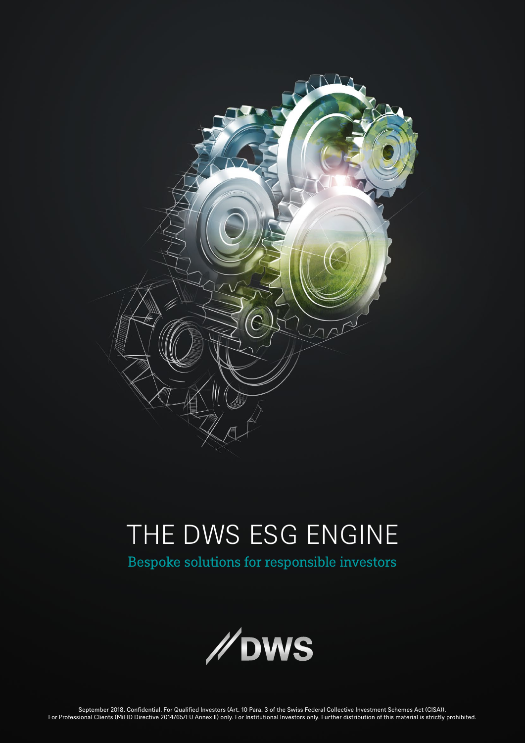# THE DWS ESG ENGINE

Bespoke solutions for responsible investors

DWS

September 2018. Confidential. For Qualified Investors (Art. 10 Para. 3 of the Swiss Federal Collective Investment Schemes Act (CISA)). For Professional Clients (MiFID Directive 2014/65/EU Annex II) only. For Institutional Investors only. Further distribution of this material is strictly prohibited.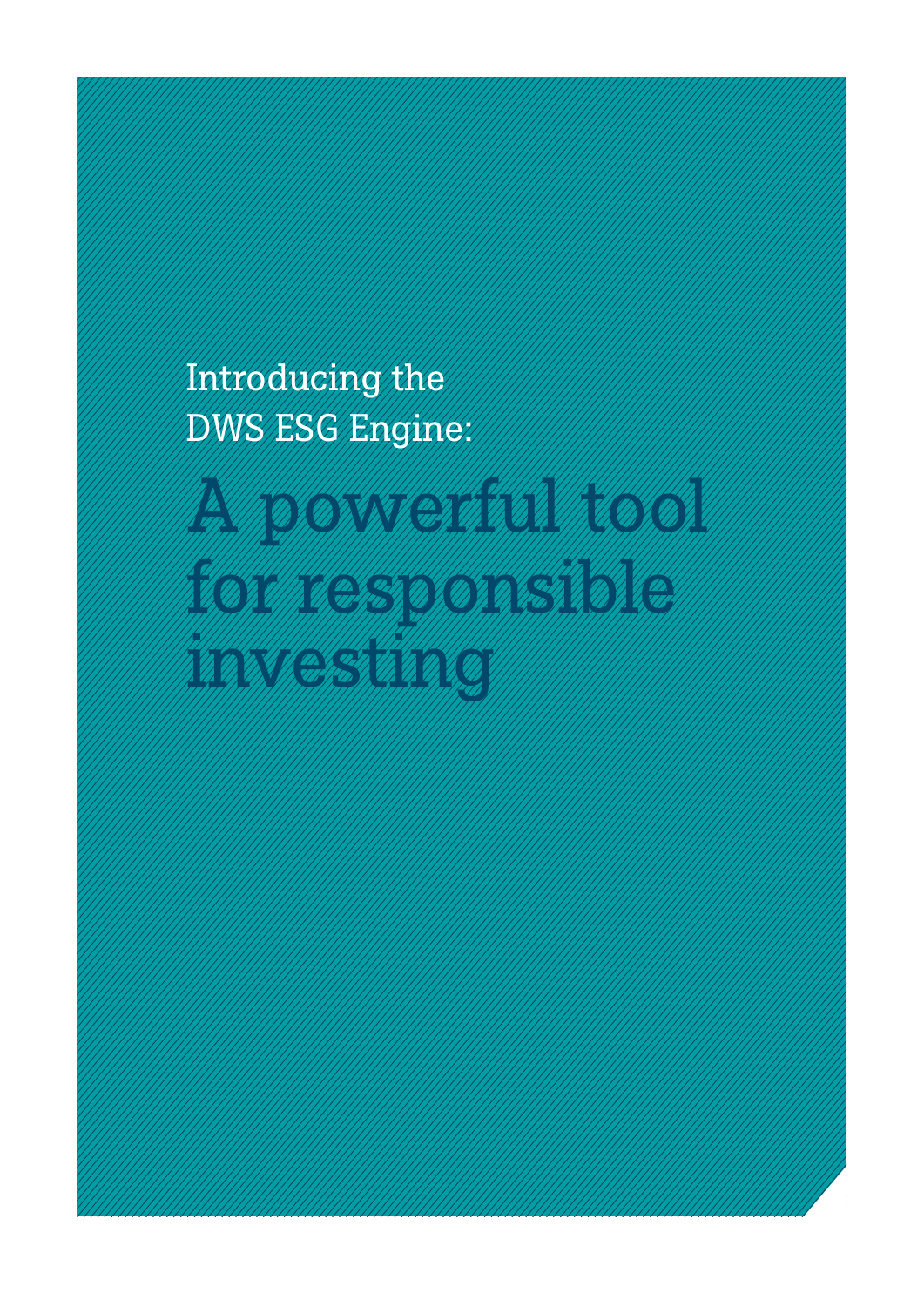Introducing the
DWS ESG Engine:

# A powerful tool for responsible investing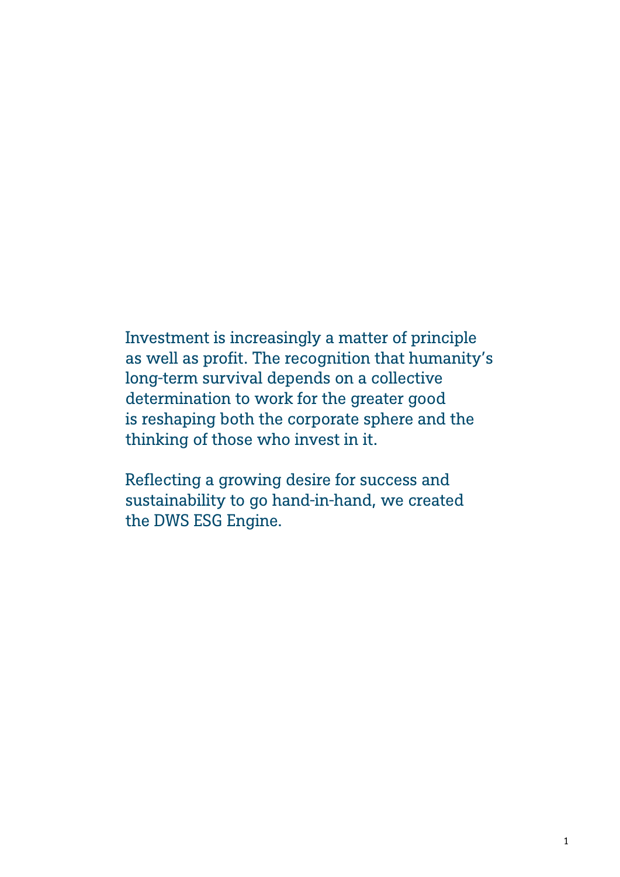Investment is increasingly a matter of principle as well as profit. The recognition that humanity's long-term survival depends on a collective determination to work for the greater good is reshaping both the corporate sphere and the thinking of those who invest in it.

Reflecting a growing desire for success and sustainability to go hand-in-hand, we created the DWS ESG Engine.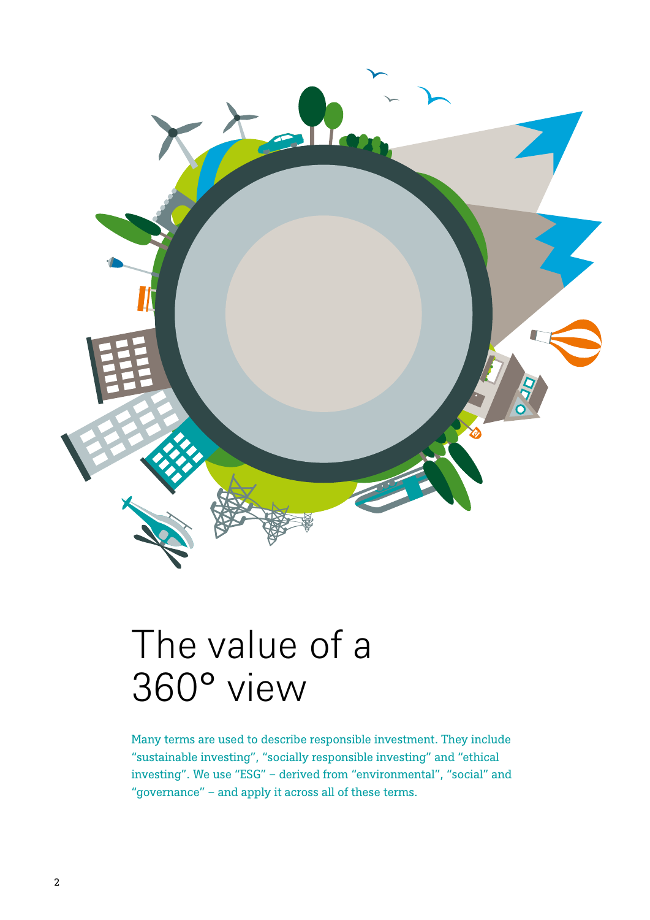# The value of a 360° view

Many terms are used to describe responsible investment. They include "sustainable investing", "socially responsible investing" and "ethical investing". We use "ESG" – derived from "environmental", "social" and "governance" – and apply it across all of these terms.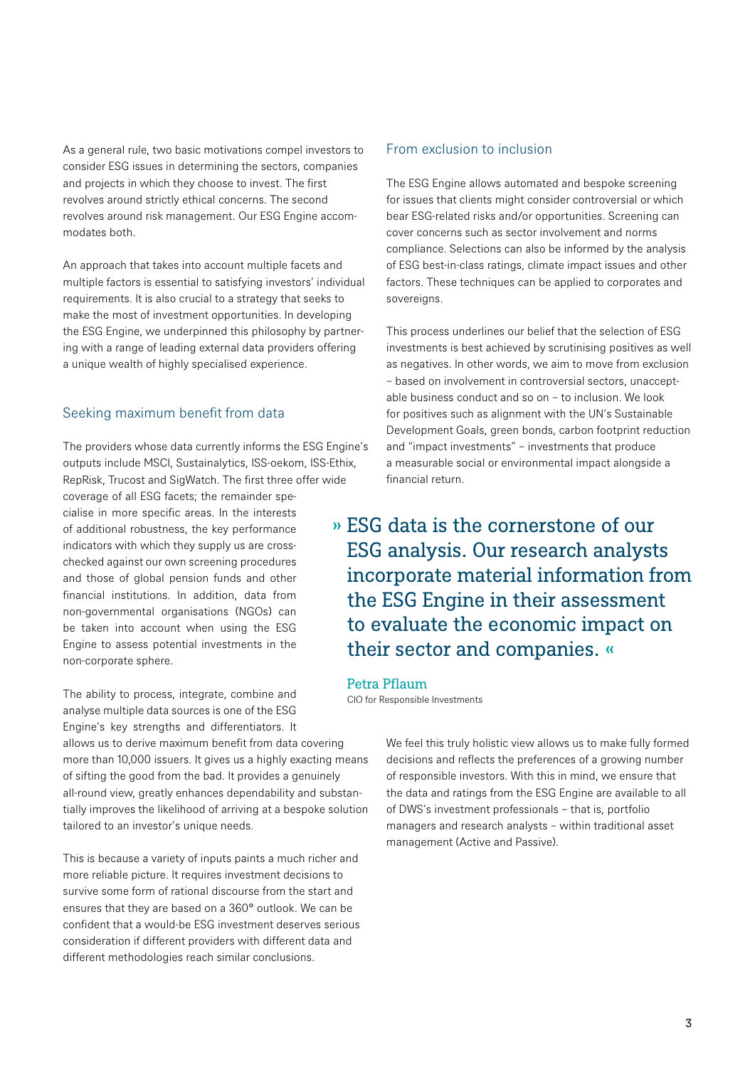As a general rule, two basic motivations compel investors to consider ESG issues in determining the sectors, companies and projects in which they choose to invest. The first revolves around strictly ethical concerns. The second revolves around risk management. Our ESG Engine accommodates both.

An approach that takes into account multiple facets and multiple factors is essential to satisfying investors' individual requirements. It is also crucial to a strategy that seeks to make the most of investment opportunities. In developing the ESG Engine, we underpinned this philosophy by partnering with a range of leading external data providers offering a unique wealth of highly specialised experience.

## Seeking maximum benefit from data

The providers whose data currently informs the ESG Engine's outputs include MSCI, Sustainalytics, ISS-oekom, ISS-Ethix, RepRisk, Trucost and SigWatch. The first three offer wide coverage of all ESG facets; the remainder specialise in more specific areas. In the interests of additional robustness, the key performance indicators with which they supply us are cross-checked against our own screening procedures and those of global pension funds and other financial institutions. In addition, data from non-governmental organisations (NGOs) can be taken into account when using the ESG Engine to assess potential investments in the non-corporate sphere.

The ability to process, integrate, combine and analyse multiple data sources is one of the ESG Engine's key strengths and differentiators. It allows us to derive maximum benefit from data covering more than 10,000 issuers. It gives us a highly exacting means of sifting the good from the bad. It provides a genuinely all-round view, greatly enhances dependability and substantially improves the likelihood of arriving at a bespoke solution tailored to an investor's unique needs.

This is because a variety of inputs paints a much richer and more reliable picture. It requires investment decisions to survive some form of rational discourse from the start and ensures that they are based on a 360° outlook. We can be confident that a would-be ESG investment deserves serious consideration if different providers with different data and different methodologies reach similar conclusions.

## From exclusion to inclusion

The ESG Engine allows automated and bespoke screening for issues that clients might consider controversial or which bear ESG-related risks and/or opportunities. Screening can cover concerns such as sector involvement and norms compliance. Selections can also be informed by the analysis of ESG best-in-class ratings, climate impact issues and other factors. These techniques can be applied to corporates and sovereigns.

This process underlines our belief that the selection of ESG investments is best achieved by scrutinising positives as well as negatives. In other words, we aim to move from exclusion – based on involvement in controversial sectors, unacceptable business conduct and so on – to inclusion. We look for positives such as alignment with the UN's Sustainable Development Goals, green bonds, carbon footprint reduction and "impact investments" – investments that produce a measurable social or environmental impact alongside a financial return.

> » ESG data is the cornerstone of our ESG analysis. Our research analysts incorporate material information from the ESG Engine in their assessment to evaluate the economic impact on their sector and companies. «
>
> **Petra Pflaum**
> CIO for Responsible Investments

We feel this truly holistic view allows us to make fully formed decisions and reflects the preferences of a growing number of responsible investors. With this in mind, we ensure that the data and ratings from the ESG Engine are available to all of DWS's investment professionals – that is, portfolio managers and research analysts – within traditional asset management (Active and Passive).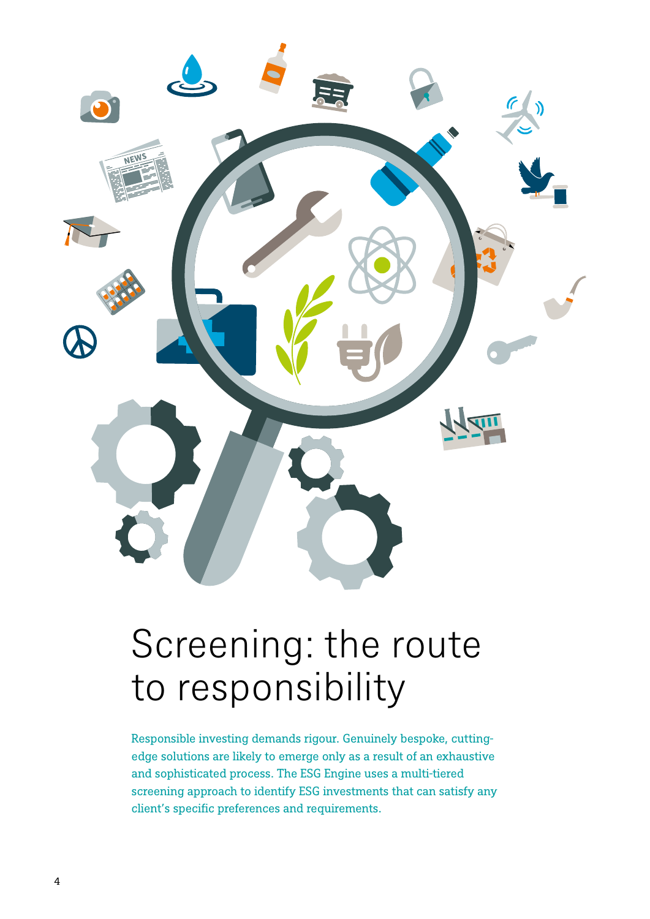# Screening: the route to responsibility

Responsible investing demands rigour. Genuinely bespoke, cutting-edge solutions are likely to emerge only as a result of an exhaustive and sophisticated process. The ESG Engine uses a multi-tiered screening approach to identify ESG investments that can satisfy any client's specific preferences and requirements.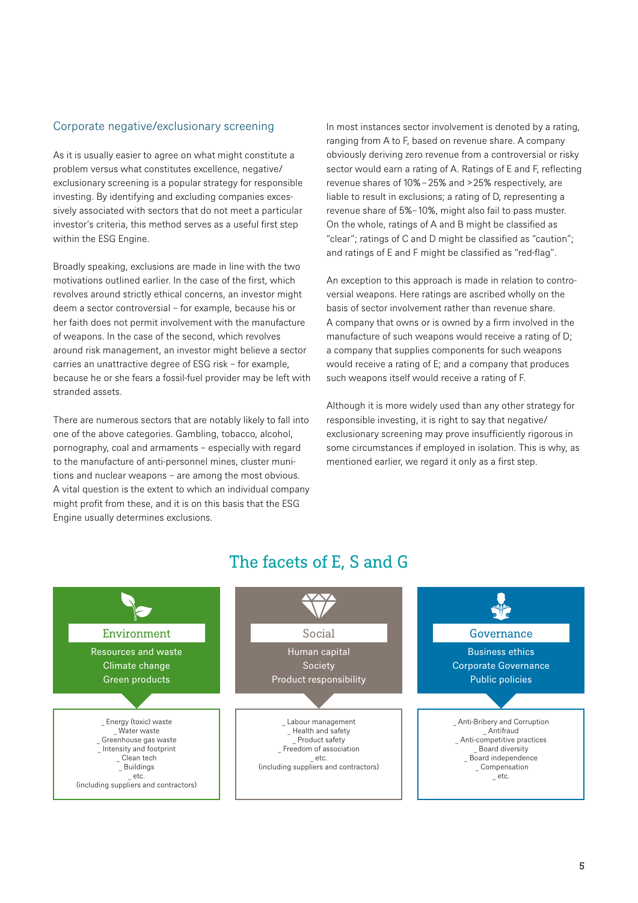## Corporate negative/exclusionary screening

As it is usually easier to agree on what might constitute a problem versus what constitutes excellence, negative/exclusionary screening is a popular strategy for responsible investing. By identifying and excluding companies excessively associated with sectors that do not meet a particular investor's criteria, this method serves as a useful first step within the ESG Engine.

Broadly speaking, exclusions are made in line with the two motivations outlined earlier. In the case of the first, which revolves around strictly ethical concerns, an investor might deem a sector controversial – for example, because his or her faith does not permit involvement with the manufacture of weapons. In the case of the second, which revolves around risk management, an investor might believe a sector carries an unattractive degree of ESG risk – for example, because he or she fears a fossil-fuel provider may be left with stranded assets.

There are numerous sectors that are notably likely to fall into one of the above categories. Gambling, tobacco, alcohol, pornography, coal and armaments – especially with regard to the manufacture of anti-personnel mines, cluster munitions and nuclear weapons – are among the most obvious. A vital question is the extent to which an individual company might profit from these, and it is on this basis that the ESG Engine usually determines exclusions.

In most instances sector involvement is denoted by a rating, ranging from A to F, based on revenue share. A company obviously deriving zero revenue from a controversial or risky sector would earn a rating of A. Ratings of E and F, reflecting revenue shares of 10%–25% and >25% respectively, are liable to result in exclusions; a rating of D, representing a revenue share of 5%–10%, might also fail to pass muster. On the whole, ratings of A and B might be classified as "clear"; ratings of C and D might be classified as "caution"; and ratings of E and F might be classified as "red-flag".

An exception to this approach is made in relation to controversial weapons. Here ratings are ascribed wholly on the basis of sector involvement rather than revenue share. A company that owns or is owned by a firm involved in the manufacture of such weapons would receive a rating of D; a company that supplies components for such weapons would receive a rating of E; and a company that produces such weapons itself would receive a rating of F.

Although it is more widely used than any other strategy for responsible investing, it is right to say that negative/exclusionary screening may prove insufficiently rigorous in some circumstances if employed in isolation. This is why, as mentioned earlier, we regard it only as a first step.

## The facets of E, S and G

| Environment | Social | Governance |
|---|---|---|
| Resources and waste<br>Climate change<br>Green products | Human capital<br>Society<br>Product responsibility | Business ethics<br>Corporate Governance<br>Public policies |
| _ Energy (toxic) waste<br>_ Water waste<br>_ Greenhouse gas waste<br>_ Intensity and footprint<br>_ Clean tech<br>_ Buildings<br>_ etc.<br>(including suppliers and contractors) | _ Labour management<br>_ Health and safety<br>_ Product safety<br>_ Freedom of association<br>_ etc.<br>(including suppliers and contractors) | _ Anti-Bribery and Corruption<br>_ Antifraud<br>_ Anti-competitive practices<br>_ Board diversity<br>_ Board independence<br>_ Compensation<br>_ etc. |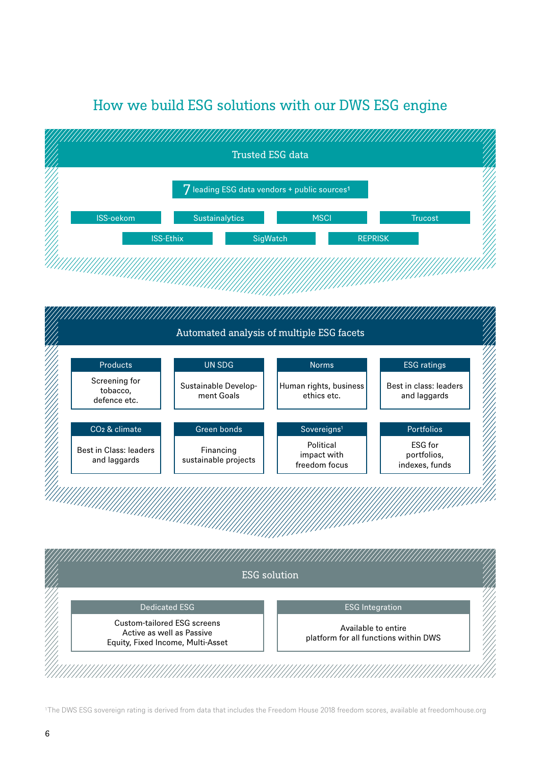# How we build ESG solutions with our DWS ESG engine

## Trusted ESG data

7 leading ESG data vendors + public sources[1]

- ISS-oekom
- Sustainalytics
- MSCI
- Trucost
- ISS-Ethix
- SigWatch
- REPRISK

## Automated analysis of multiple ESG facets

| Products | UN SDG | Norms | ESG ratings |
|---|---|---|---|
| Screening for tobacco, defence etc. | Sustainable Development Goals | Human rights, business ethics etc. | Best in class: leaders and laggards |

| $CO_2$ & climate | Green bonds | Sovereigns[1] | Portfolios |
|---|---|---|---|
| Best in Class: leaders and laggards | Financing sustainable projects | Political impact with freedom focus | ESG for portfolios, indexes, funds |

## ESG solution

| Dedicated ESG | ESG Integration |
|---|---|
| Custom-tailored ESG screens<br>Active as well as Passive<br>Equity, Fixed Income, Multi-Asset | Available to entire platform for all functions within DWS |

[1] The DWS ESG sovereign rating is derived from data that includes the Freedom House 2018 freedom scores, available at freedomhouse.org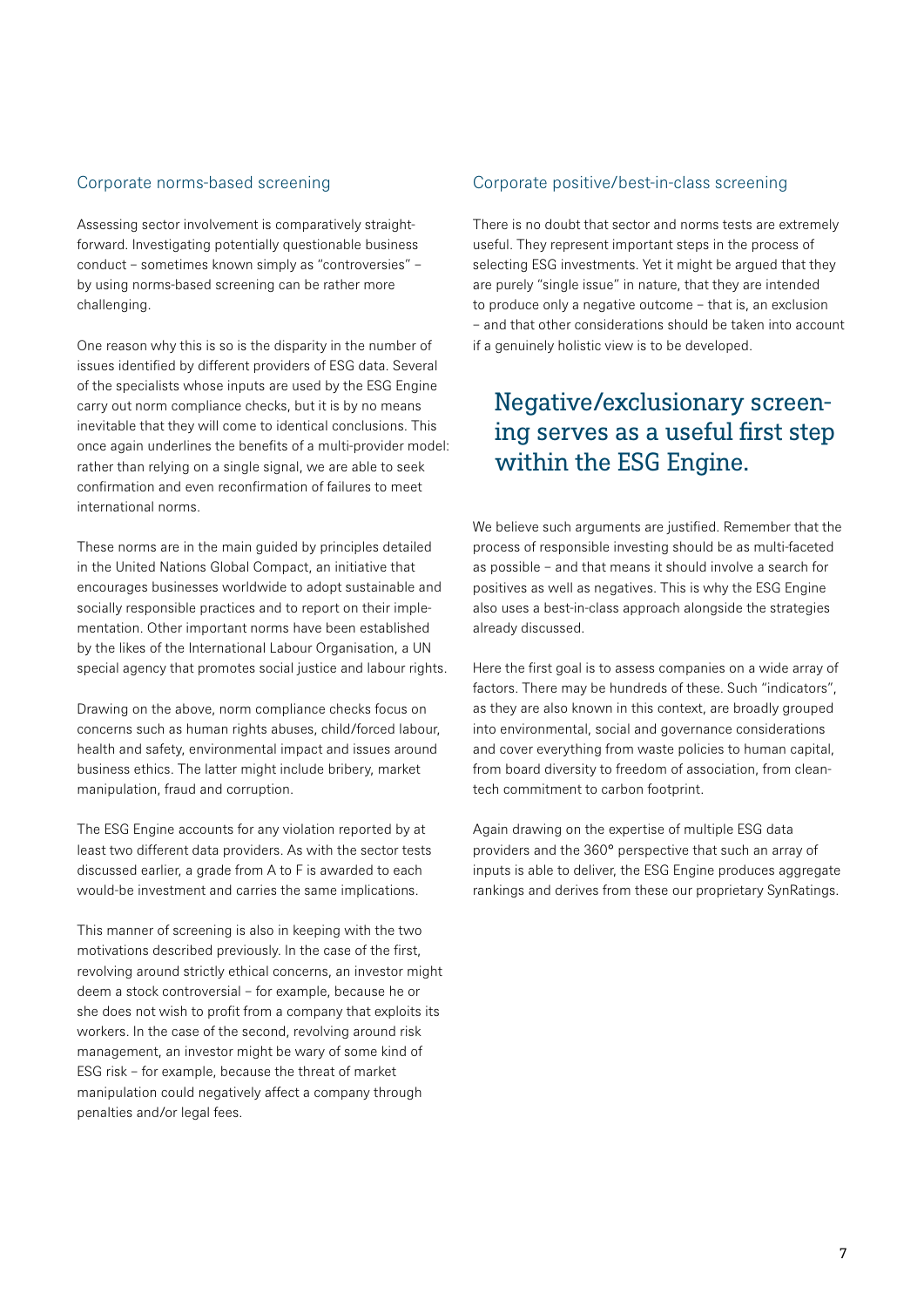## Corporate norms-based screening

Assessing sector involvement is comparatively straightforward. Investigating potentially questionable business conduct – sometimes known simply as "controversies" – by using norms-based screening can be rather more challenging.

One reason why this is so is the disparity in the number of issues identified by different providers of ESG data. Several of the specialists whose inputs are used by the ESG Engine carry out norm compliance checks, but it is by no means inevitable that they will come to identical conclusions. This once again underlines the benefits of a multi-provider model: rather than relying on a single signal, we are able to seek confirmation and even reconfirmation of failures to meet international norms.

These norms are in the main guided by principles detailed in the United Nations Global Compact, an initiative that encourages businesses worldwide to adopt sustainable and socially responsible practices and to report on their implementation. Other important norms have been established by the likes of the International Labour Organisation, a UN special agency that promotes social justice and labour rights.

Drawing on the above, norm compliance checks focus on concerns such as human rights abuses, child/forced labour, health and safety, environmental impact and issues around business ethics. The latter might include bribery, market manipulation, fraud and corruption.

The ESG Engine accounts for any violation reported by at least two different data providers. As with the sector tests discussed earlier, a grade from A to F is awarded to each would-be investment and carries the same implications.

This manner of screening is also in keeping with the two motivations described previously. In the case of the first, revolving around strictly ethical concerns, an investor might deem a stock controversial – for example, because he or she does not wish to profit from a company that exploits its workers. In the case of the second, revolving around risk management, an investor might be wary of some kind of ESG risk – for example, because the threat of market manipulation could negatively affect a company through penalties and/or legal fees.

## Corporate positive/best-in-class screening

There is no doubt that sector and norms tests are extremely useful. They represent important steps in the process of selecting ESG investments. Yet it might be argued that they are purely "single issue" in nature, that they are intended to produce only a negative outcome – that is, an exclusion – and that other considerations should be taken into account if a genuinely holistic view is to be developed.

> Negative/exclusionary screening serves as a useful first step within the ESG Engine.

We believe such arguments are justified. Remember that the process of responsible investing should be as multi-faceted as possible – and that means it should involve a search for positives as well as negatives. This is why the ESG Engine also uses a best-in-class approach alongside the strategies already discussed.

Here the first goal is to assess companies on a wide array of factors. There may be hundreds of these. Such "indicators", as they are also known in this context, are broadly grouped into environmental, social and governance considerations and cover everything from waste policies to human capital, from board diversity to freedom of association, from cleantech commitment to carbon footprint.

Again drawing on the expertise of multiple ESG data providers and the 360° perspective that such an array of inputs is able to deliver, the ESG Engine produces aggregate rankings and derives from these our proprietary SynRatings.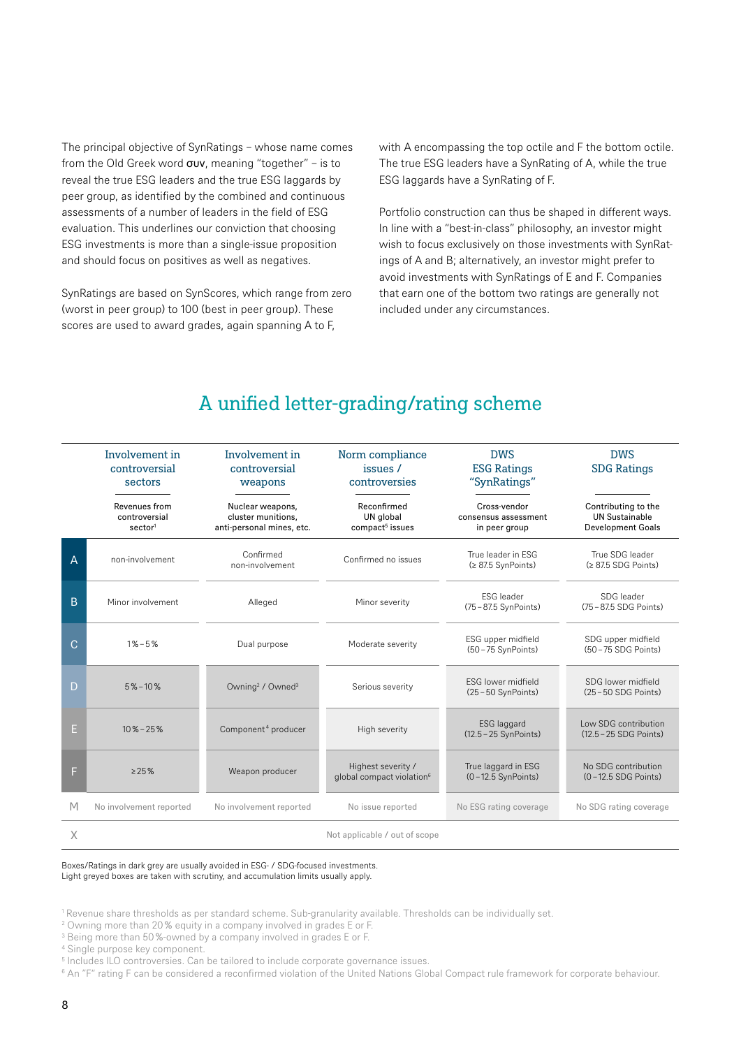The principal objective of SynRatings – whose name comes from the Old Greek word συν, meaning "together" – is to reveal the true ESG leaders and the true ESG laggards by peer group, as identified by the combined and continuous assessments of a number of leaders in the field of ESG evaluation. This underlines our conviction that choosing ESG investments is more than a single-issue proposition and should focus on positives as well as negatives.

SynRatings are based on SynScores, which range from zero (worst in peer group) to 100 (best in peer group). These scores are used to award grades, again spanning A to F, with A encompassing the top octile and F the bottom octile. The true ESG leaders have a SynRating of A, while the true ESG laggards have a SynRating of F.

Portfolio construction can thus be shaped in different ways. In line with a "best-in-class" philosophy, an investor might wish to focus exclusively on those investments with SynRatings of A and B; alternatively, an investor might prefer to avoid investments with SynRatings of E and F. Companies that earn one of the bottom two ratings are generally not included under any circumstances.

## A unified letter-grading/rating scheme

| | Involvement in controversial sectors | Involvement in controversial weapons | Norm compliance issues / controversies | DWS ESG Ratings "SynRatings" | DWS SDG Ratings |
|---|---|---|---|---|---|
| | Revenues from controversial sector[1] | Nuclear weapons, cluster munitions, anti-personal mines, etc. | Reconfirmed UN global compact[5] issues | Cross-vendor consensus assessment in peer group | Contributing to the UN Sustainable Development Goals |
| A | non-involvement | Confirmed non-involvement | Confirmed no issues | True leader in ESG (≥ 87.5 SynPoints) | True SDG leader (≥ 87.5 SDG Points) |
| B | Minor involvement | Alleged | Minor severity | ESG leader (75 – 87.5 SynPoints) | SDG leader (75 – 87.5 SDG Points) |
| C | 1 % – 5 % | Dual purpose | Moderate severity | ESG upper midfield (50 – 75 SynPoints) | SDG upper midfield (50 – 75 SDG Points) |
| D | 5 % – 10 % | Owning[2] / Owned[3] | Serious severity | ESG lower midfield (25 – 50 SynPoints) | SDG lower midfield (25 – 50 SDG Points) |
| E | 10 % – 25 % | Component[4] producer | High severity | ESG laggard (12.5 – 25 SynPoints) | Low SDG contribution (12.5 – 25 SDG Points) |
| F | ≥ 25 % | Weapon producer | Highest severity / global compact violation[6] | True laggard in ESG (0 – 12.5 SynPoints) | No SDG contribution (0 – 12.5 SDG Points) |
| M | No involvement reported | No involvement reported | No issue reported | No ESG rating coverage | No SDG rating coverage |
| X | Not applicable / out of scope | | | | |

Boxes/Ratings in dark grey are usually avoided in ESG- / SDG-focused investments.
Light greyed boxes are taken with scrutiny, and accumulation limits usually apply.

[1] Revenue share thresholds as per standard scheme. Sub-granularity available. Thresholds can be individually set.
[2] Owning more than 20 % equity in a company involved in grades E or F.
[3] Being more than 50 %-owned by a company involved in grades E or F.
[4] Single purpose key component.
[5] Includes ILO controversies. Can be tailored to include corporate governance issues.
[6] An "F" rating F can be considered a reconfirmed violation of the United Nations Global Compact rule framework for corporate behaviour.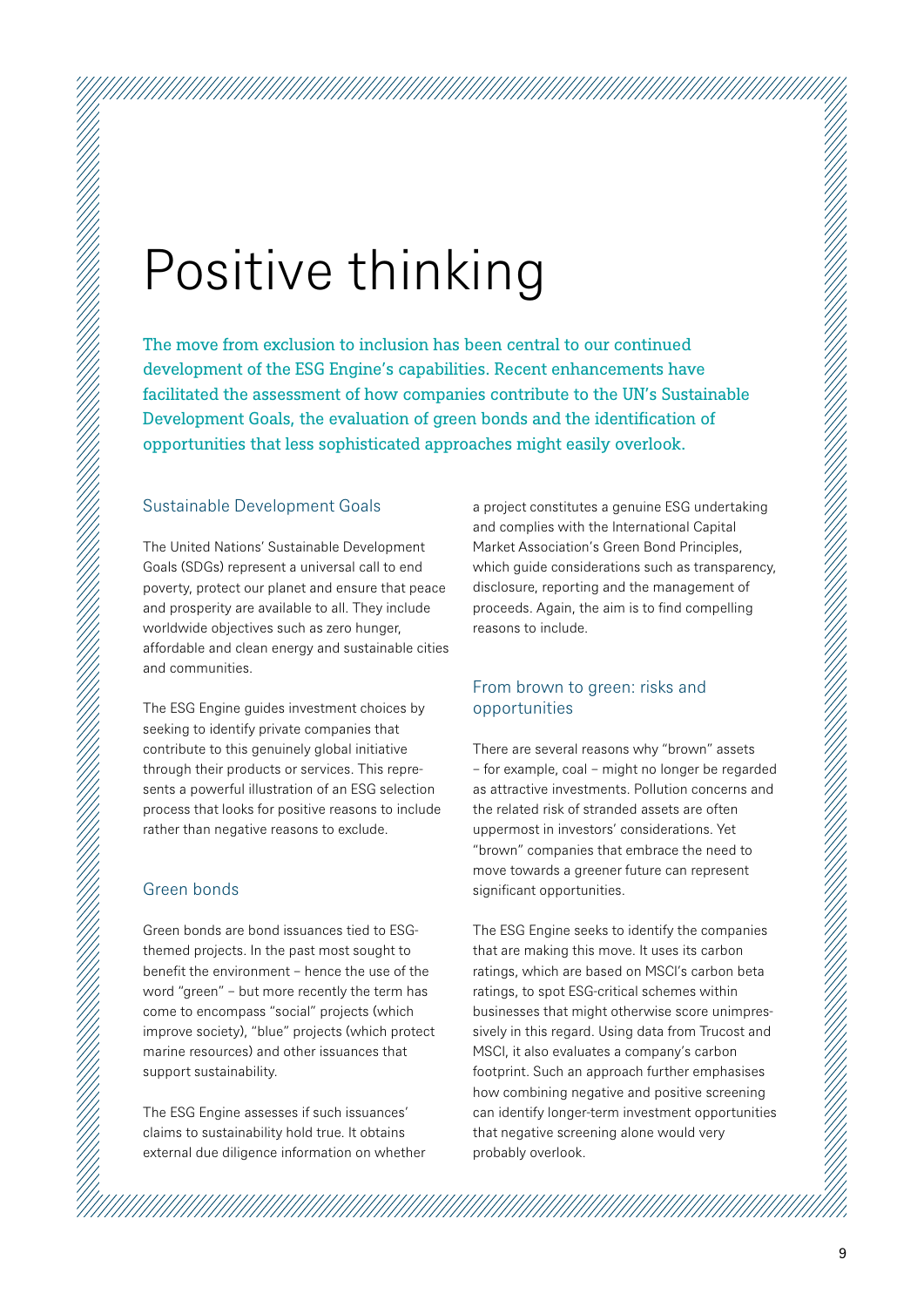# Positive thinking

The move from exclusion to inclusion has been central to our continued development of the ESG Engine's capabilities. Recent enhancements have facilitated the assessment of how companies contribute to the UN's Sustainable Development Goals, the evaluation of green bonds and the identification of opportunities that less sophisticated approaches might easily overlook.

## Sustainable Development Goals

The United Nations' Sustainable Development Goals (SDGs) represent a universal call to end poverty, protect our planet and ensure that peace and prosperity are available to all. They include worldwide objectives such as zero hunger, affordable and clean energy and sustainable cities and communities.

The ESG Engine guides investment choices by seeking to identify private companies that contribute to this genuinely global initiative through their products or services. This represents a powerful illustration of an ESG selection process that looks for positive reasons to include rather than negative reasons to exclude.

## Green bonds

Green bonds are bond issuances tied to ESG-themed projects. In the past most sought to benefit the environment – hence the use of the word "green" – but more recently the term has come to encompass "social" projects (which improve society), "blue" projects (which protect marine resources) and other issuances that support sustainability.

The ESG Engine assesses if such issuances' claims to sustainability hold true. It obtains external due diligence information on whether a project constitutes a genuine ESG undertaking and complies with the International Capital Market Association's Green Bond Principles, which guide considerations such as transparency, disclosure, reporting and the management of proceeds. Again, the aim is to find compelling reasons to include.

## From brown to green: risks and opportunities

There are several reasons why "brown" assets – for example, coal – might no longer be regarded as attractive investments. Pollution concerns and the related risk of stranded assets are often uppermost in investors' considerations. Yet "brown" companies that embrace the need to move towards a greener future can represent significant opportunities.

The ESG Engine seeks to identify the companies that are making this move. It uses its carbon ratings, which are based on MSCI's carbon beta ratings, to spot ESG-critical schemes within businesses that might otherwise score unimpressively in this regard. Using data from Trucost and MSCI, it also evaluates a company's carbon footprint. Such an approach further emphasises how combining negative and positive screening can identify longer-term investment opportunities that negative screening alone would very probably overlook.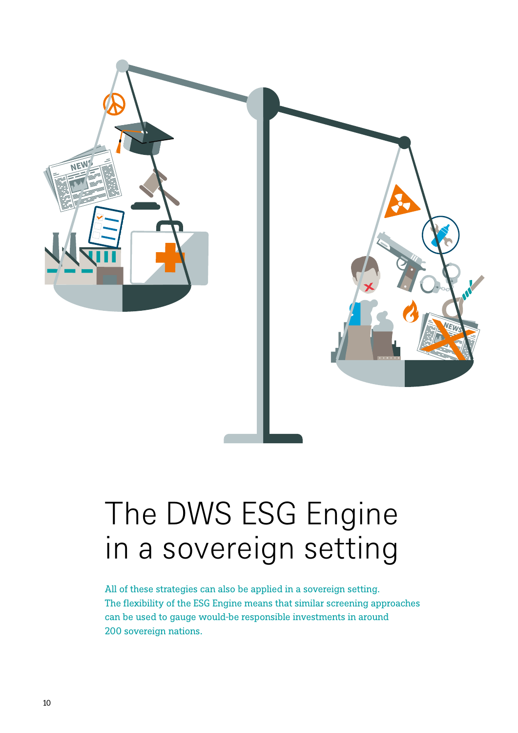# The DWS ESG Engine in a sovereign setting

All of these strategies can also be applied in a sovereign setting. The flexibility of the ESG Engine means that similar screening approaches can be used to gauge would-be responsible investments in around 200 sovereign nations.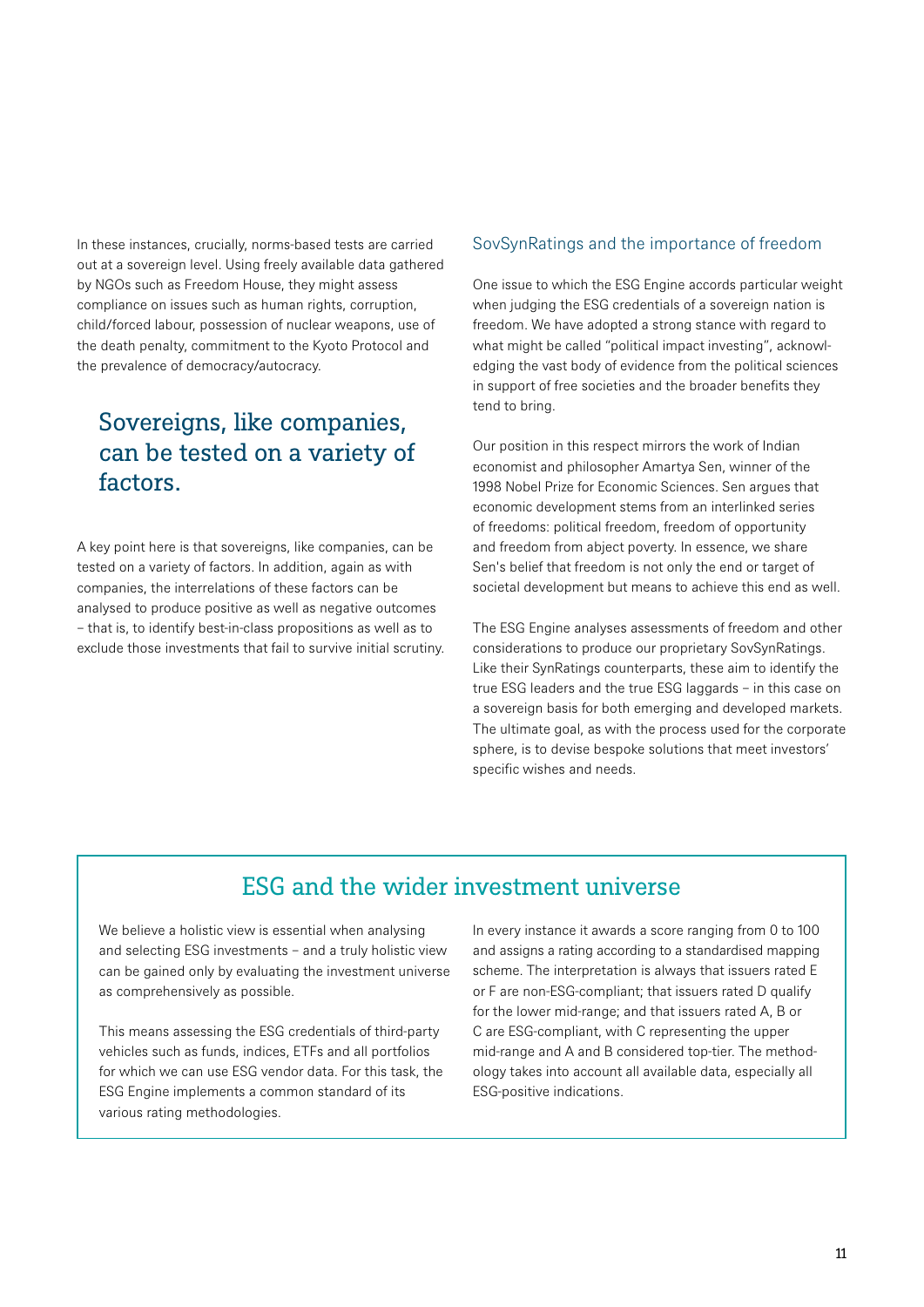In these instances, crucially, norms-based tests are carried out at a sovereign level. Using freely available data gathered by NGOs such as Freedom House, they might assess compliance on issues such as human rights, corruption, child/forced labour, possession of nuclear weapons, use of the death penalty, commitment to the Kyoto Protocol and the prevalence of democracy/autocracy.

> Sovereigns, like companies, can be tested on a variety of factors.

A key point here is that sovereigns, like companies, can be tested on a variety of factors. In addition, again as with companies, the interrelations of these factors can be analysed to produce positive as well as negative outcomes – that is, to identify best-in-class propositions as well as to exclude those investments that fail to survive initial scrutiny.

### SovSynRatings and the importance of freedom

One issue to which the ESG Engine accords particular weight when judging the ESG credentials of a sovereign nation is freedom. We have adopted a strong stance with regard to what might be called "political impact investing", acknowledging the vast body of evidence from the political sciences in support of free societies and the broader benefits they tend to bring.

Our position in this respect mirrors the work of Indian economist and philosopher Amartya Sen, winner of the 1998 Nobel Prize for Economic Sciences. Sen argues that economic development stems from an interlinked series of freedoms: political freedom, freedom of opportunity and freedom from abject poverty. In essence, we share Sen's belief that freedom is not only the end or target of societal development but means to achieve this end as well.

The ESG Engine analyses assessments of freedom and other considerations to produce our proprietary SovSynRatings. Like their SynRatings counterparts, these aim to identify the true ESG leaders and the true ESG laggards – in this case on a sovereign basis for both emerging and developed markets. The ultimate goal, as with the process used for the corporate sphere, is to devise bespoke solutions that meet investors' specific wishes and needs.

## ESG and the wider investment universe

We believe a holistic view is essential when analysing and selecting ESG investments – and a truly holistic view can be gained only by evaluating the investment universe as comprehensively as possible.

This means assessing the ESG credentials of third-party vehicles such as funds, indices, ETFs and all portfolios for which we can use ESG vendor data. For this task, the ESG Engine implements a common standard of its various rating methodologies.

In every instance it awards a score ranging from 0 to 100 and assigns a rating according to a standardised mapping scheme. The interpretation is always that issuers rated E or F are non-ESG-compliant; that issuers rated D qualify for the lower mid-range; and that issuers rated A, B or C are ESG-compliant, with C representing the upper mid-range and A and B considered top-tier. The methodology takes into account all available data, especially all ESG-positive indications.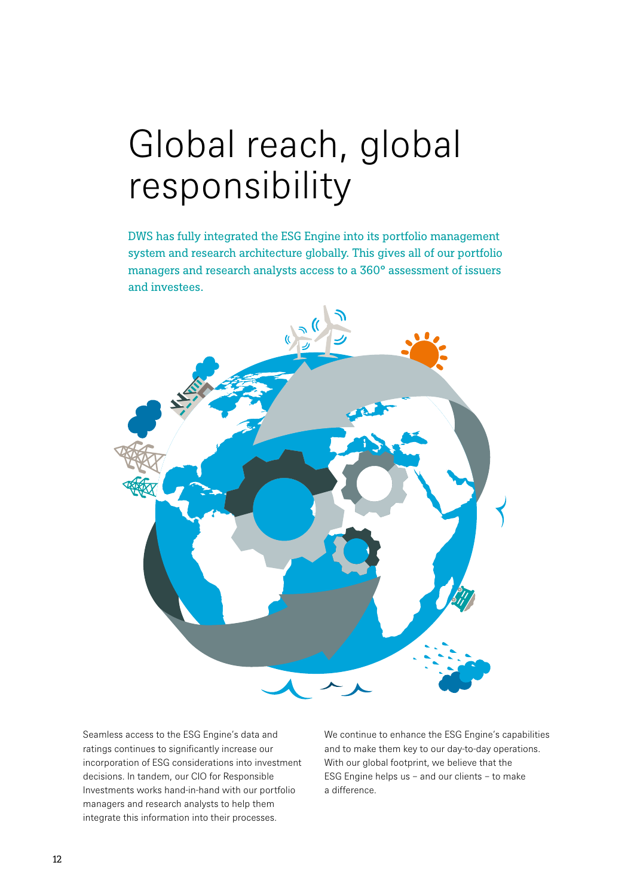# Global reach, global responsibility

DWS has fully integrated the ESG Engine into its portfolio management system and research architecture globally. This gives all of our portfolio managers and research analysts access to a 360° assessment of issuers and investees.

Seamless access to the ESG Engine's data and ratings continues to significantly increase our incorporation of ESG considerations into investment decisions. In tandem, our CIO for Responsible Investments works hand-in-hand with our portfolio managers and research analysts to help them integrate this information into their processes.

We continue to enhance the ESG Engine's capabilities and to make them key to our day-to-day operations. With our global footprint, we believe that the ESG Engine helps us – and our clients – to make a difference.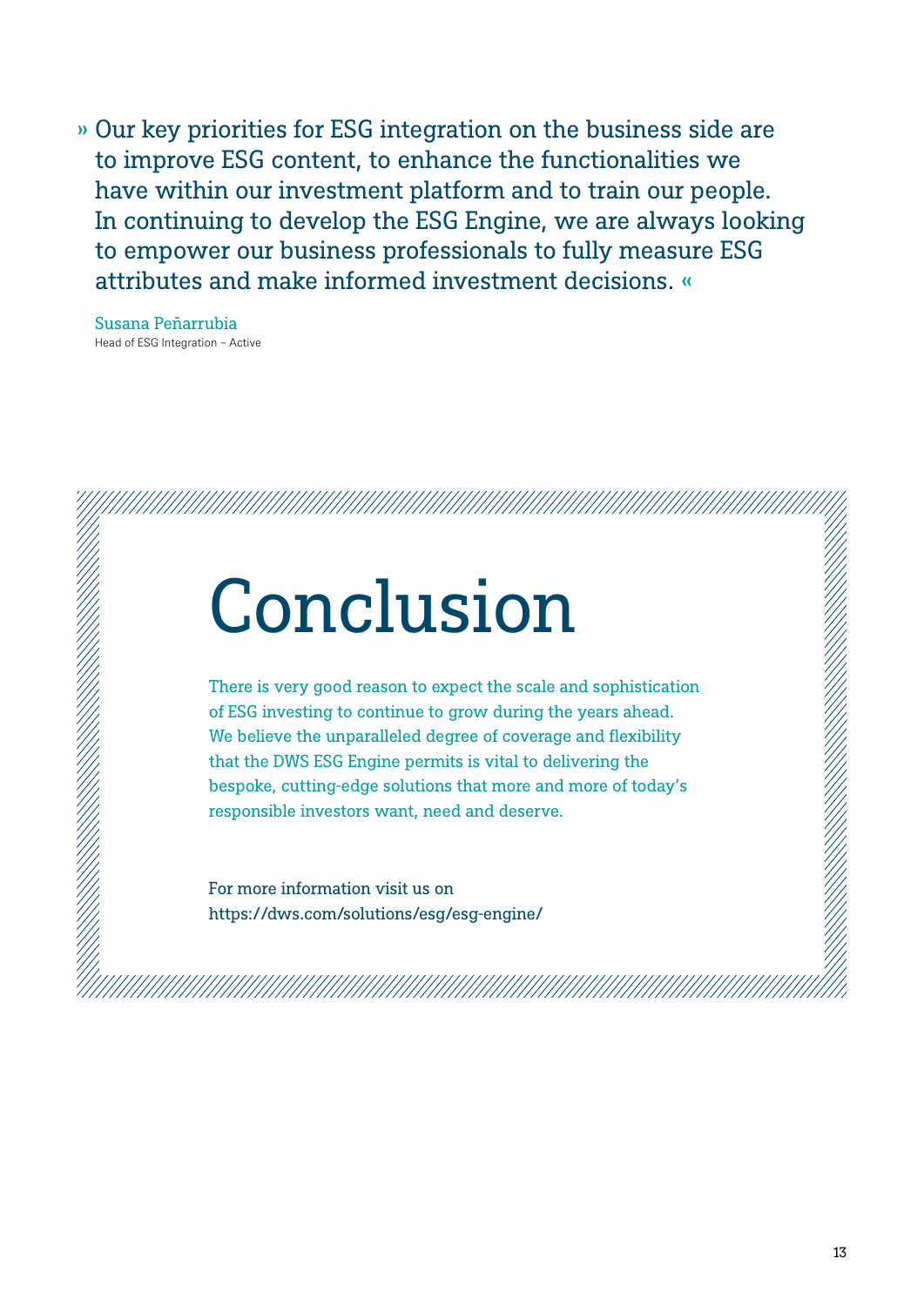» Our key priorities for ESG integration on the business side are to improve ESG content, to enhance the functionalities we have within our investment platform and to train our people. In continuing to develop the ESG Engine, we are always looking to empower our business professionals to fully measure ESG attributes and make informed investment decisions. «

Susana Peñarrubia
Head of ESG Integration – Active

# Conclusion

There is very good reason to expect the scale and sophistication of ESG investing to continue to grow during the years ahead. We believe the unparalleled degree of coverage and flexibility that the DWS ESG Engine permits is vital to delivering the bespoke, cutting-edge solutions that more and more of today's responsible investors want, need and deserve.

For more information visit us on
https://dws.com/solutions/esg/esg-engine/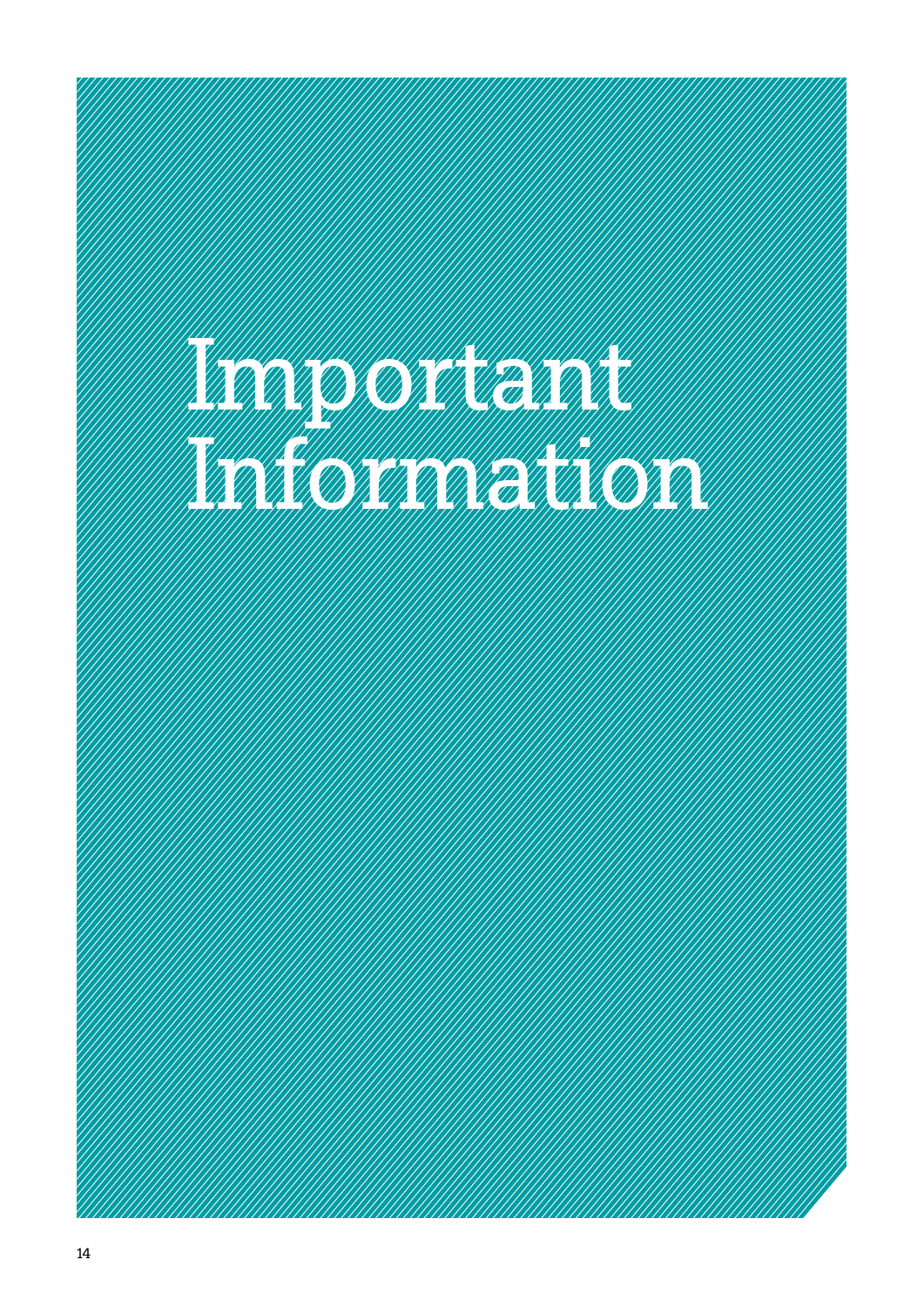# Important Information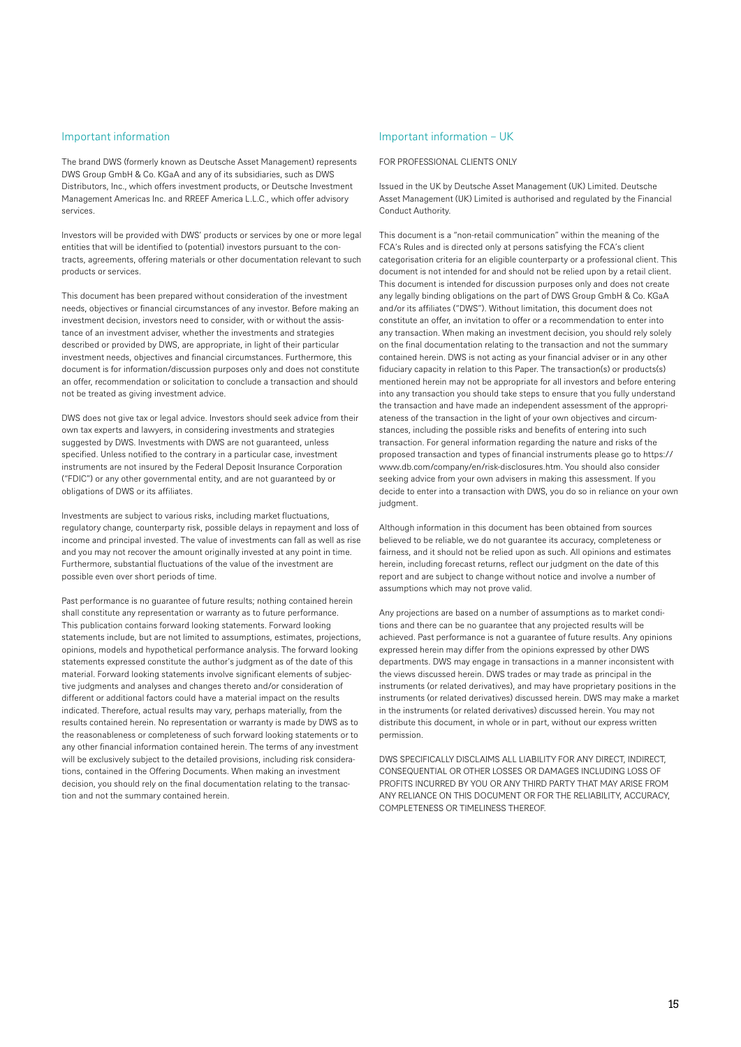## Important information

The brand DWS (formerly known as Deutsche Asset Management) represents DWS Group GmbH & Co. KGaA and any of its subsidiaries, such as DWS Distributors, Inc., which offers investment products, or Deutsche Investment Management Americas Inc. and RREEF America L.L.C., which offer advisory services.

Investors will be provided with DWS' products or services by one or more legal entities that will be identified to (potential) investors pursuant to the contracts, agreements, offering materials or other documentation relevant to such products or services.

This document has been prepared without consideration of the investment needs, objectives or financial circumstances of any investor. Before making an investment decision, investors need to consider, with or without the assistance of an investment adviser, whether the investments and strategies described or provided by DWS, are appropriate, in light of their particular investment needs, objectives and financial circumstances. Furthermore, this document is for information/discussion purposes only and does not constitute an offer, recommendation or solicitation to conclude a transaction and should not be treated as giving investment advice.

DWS does not give tax or legal advice. Investors should seek advice from their own tax experts and lawyers, in considering investments and strategies suggested by DWS. Investments with DWS are not guaranteed, unless specified. Unless notified to the contrary in a particular case, investment instruments are not insured by the Federal Deposit Insurance Corporation ("FDIC") or any other governmental entity, and are not guaranteed by or obligations of DWS or its affiliates.

Investments are subject to various risks, including market fluctuations, regulatory change, counterparty risk, possible delays in repayment and loss of income and principal invested. The value of investments can fall as well as rise and you may not recover the amount originally invested at any point in time. Furthermore, substantial fluctuations of the value of the investment are possible even over short periods of time.

Past performance is no guarantee of future results; nothing contained herein shall constitute any representation or warranty as to future performance. This publication contains forward looking statements. Forward looking statements include, but are not limited to assumptions, estimates, projections, opinions, models and hypothetical performance analysis. The forward looking statements expressed constitute the author's judgment as of the date of this material. Forward looking statements involve significant elements of subjective judgments and analyses and changes thereto and/or consideration of different or additional factors could have a material impact on the results indicated. Therefore, actual results may vary, perhaps materially, from the results contained herein. No representation or warranty is made by DWS as to the reasonableness or completeness of such forward looking statements or to any other financial information contained herein. The terms of any investment will be exclusively subject to the detailed provisions, including risk considerations, contained in the Offering Documents. When making an investment decision, you should rely on the final documentation relating to the transaction and not the summary contained herein.

## Important information – UK

FOR PROFESSIONAL CLIENTS ONLY

Issued in the UK by Deutsche Asset Management (UK) Limited. Deutsche Asset Management (UK) Limited is authorised and regulated by the Financial Conduct Authority.

This document is a "non-retail communication" within the meaning of the FCA's Rules and is directed only at persons satisfying the FCA's client categorisation criteria for an eligible counterparty or a professional client. This document is not intended for and should not be relied upon by a retail client. This document is intended for discussion purposes only and does not create any legally binding obligations on the part of DWS Group GmbH & Co. KGaA and/or its affiliates ("DWS"). Without limitation, this document does not constitute an offer, an invitation to offer or a recommendation to enter into any transaction. When making an investment decision, you should rely solely on the final documentation relating to the transaction and not the summary contained herein. DWS is not acting as your financial adviser or in any other fiduciary capacity in relation to this Paper. The transaction(s) or products(s) mentioned herein may not be appropriate for all investors and before entering into any transaction you should take steps to ensure that you fully understand the transaction and have made an independent assessment of the appropriateness of the transaction in the light of your own objectives and circumstances, including the possible risks and benefits of entering into such transaction. For general information regarding the nature and risks of the proposed transaction and types of financial instruments please go to https://www.db.com/company/en/risk-disclosures.htm. You should also consider seeking advice from your own advisers in making this assessment. If you decide to enter into a transaction with DWS, you do so in reliance on your own judgment.

Although information in this document has been obtained from sources believed to be reliable, we do not guarantee its accuracy, completeness or fairness, and it should not be relied upon as such. All opinions and estimates herein, including forecast returns, reflect our judgment on the date of this report and are subject to change without notice and involve a number of assumptions which may not prove valid.

Any projections are based on a number of assumptions as to market conditions and there can be no guarantee that any projected results will be achieved. Past performance is not a guarantee of future results. Any opinions expressed herein may differ from the opinions expressed by other DWS departments. DWS may engage in transactions in a manner inconsistent with the views discussed herein. DWS trades or may trade as principal in the instruments (or related derivatives), and may have proprietary positions in the instruments (or related derivatives) discussed herein. DWS may make a market in the instruments (or related derivatives) discussed herein. You may not distribute this document, in whole or in part, without our express written permission.

DWS SPECIFICALLY DISCLAIMS ALL LIABILITY FOR ANY DIRECT, INDIRECT, CONSEQUENTIAL OR OTHER LOSSES OR DAMAGES INCLUDING LOSS OF PROFITS INCURRED BY YOU OR ANY THIRD PARTY THAT MAY ARISE FROM ANY RELIANCE ON THIS DOCUMENT OR FOR THE RELIABILITY, ACCURACY, COMPLETENESS OR TIMELINESS THEREOF.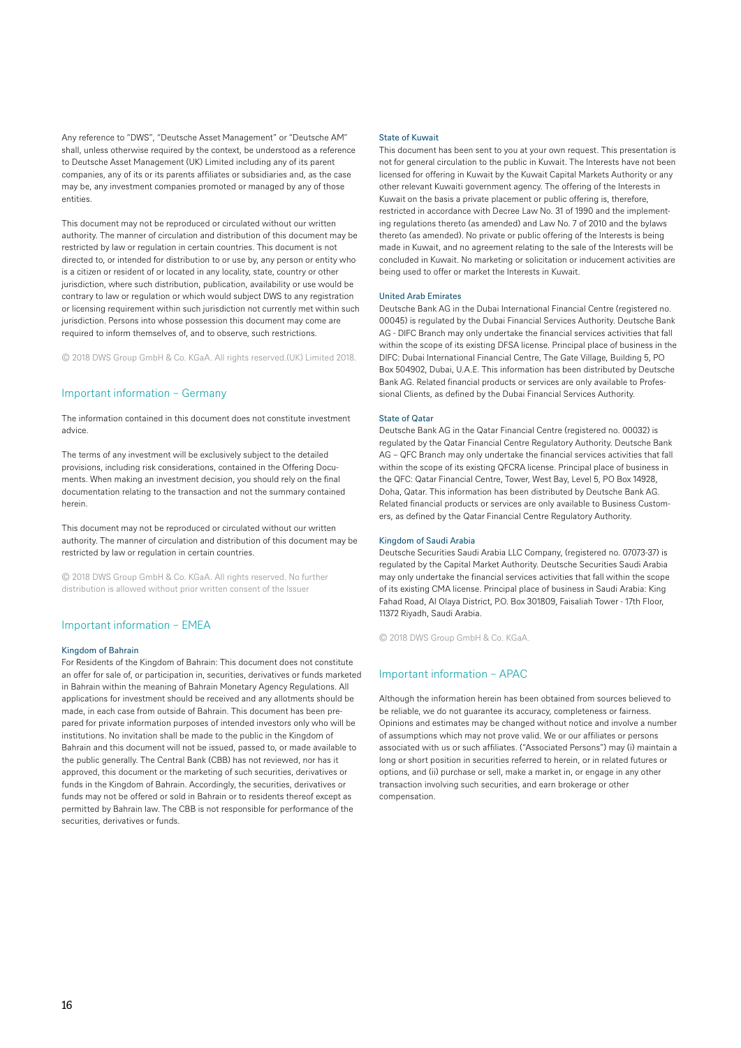Any reference to "DWS", "Deutsche Asset Management" or "Deutsche AM" shall, unless otherwise required by the context, be understood as a reference to Deutsche Asset Management (UK) Limited including any of its parent companies, any of its or its parents affiliates or subsidiaries and, as the case may be, any investment companies promoted or managed by any of those entities.

This document may not be reproduced or circulated without our written authority. The manner of circulation and distribution of this document may be restricted by law or regulation in certain countries. This document is not directed to, or intended for distribution to or use by, any person or entity who is a citizen or resident of or located in any locality, state, country or other jurisdiction, where such distribution, publication, availability or use would be contrary to law or regulation or which would subject DWS to any registration or licensing requirement within such jurisdiction not currently met within such jurisdiction. Persons into whose possession this document may come are required to inform themselves of, and to observe, such restrictions.

© 2018 DWS Group GmbH & Co. KGaA. All rights reserved.(UK) Limited 2018.

## Important information – Germany

The information contained in this document does not constitute investment advice.

The terms of any investment will be exclusively subject to the detailed provisions, including risk considerations, contained in the Offering Documents. When making an investment decision, you should rely on the final documentation relating to the transaction and not the summary contained herein.

This document may not be reproduced or circulated without our written authority. The manner of circulation and distribution of this document may be restricted by law or regulation in certain countries.

© 2018 DWS Group GmbH & Co. KGaA. All rights reserved. No further distribution is allowed without prior written consent of the Issuer

## Important information – EMEA

### Kingdom of Bahrain

For Residents of the Kingdom of Bahrain: This document does not constitute an offer for sale of, or participation in, securities, derivatives or funds marketed in Bahrain within the meaning of Bahrain Monetary Agency Regulations. All applications for investment should be received and any allotments should be made, in each case from outside of Bahrain. This document has been prepared for private information purposes of intended investors only who will be institutions. No invitation shall be made to the public in the Kingdom of Bahrain and this document will not be issued, passed to, or made available to the public generally. The Central Bank (CBB) has not reviewed, nor has it approved, this document or the marketing of such securities, derivatives or funds in the Kingdom of Bahrain. Accordingly, the securities, derivatives or funds may not be offered or sold in Bahrain or to residents thereof except as permitted by Bahrain law. The CBB is not responsible for performance of the securities, derivatives or funds.

### State of Kuwait

This document has been sent to you at your own request. This presentation is not for general circulation to the public in Kuwait. The Interests have not been licensed for offering in Kuwait by the Kuwait Capital Markets Authority or any other relevant Kuwaiti government agency. The offering of the Interests in Kuwait on the basis a private placement or public offering is, therefore, restricted in accordance with Decree Law No. 31 of 1990 and the implementing regulations thereto (as amended) and Law No. 7 of 2010 and the bylaws thereto (as amended). No private or public offering of the Interests is being made in Kuwait, and no agreement relating to the sale of the Interests will be concluded in Kuwait. No marketing or solicitation or inducement activities are being used to offer or market the Interests in Kuwait.

### United Arab Emirates

Deutsche Bank AG in the Dubai International Financial Centre (registered no. 00045) is regulated by the Dubai Financial Services Authority. Deutsche Bank AG - DIFC Branch may only undertake the financial services activities that fall within the scope of its existing DFSA license. Principal place of business in the DIFC: Dubai International Financial Centre, The Gate Village, Building 5, PO Box 504902, Dubai, U.A.E. This information has been distributed by Deutsche Bank AG. Related financial products or services are only available to Professional Clients, as defined by the Dubai Financial Services Authority.

### State of Qatar

Deutsche Bank AG in the Qatar Financial Centre (registered no. 00032) is regulated by the Qatar Financial Centre Regulatory Authority. Deutsche Bank AG – QFC Branch may only undertake the financial services activities that fall within the scope of its existing QFCRA license. Principal place of business in the QFC: Qatar Financial Centre, Tower, West Bay, Level 5, PO Box 14928, Doha, Qatar. This information has been distributed by Deutsche Bank AG. Related financial products or services are only available to Business Customers, as defined by the Qatar Financial Centre Regulatory Authority.

### Kingdom of Saudi Arabia

Deutsche Securities Saudi Arabia LLC Company, (registered no. 07073-37) is regulated by the Capital Market Authority. Deutsche Securities Saudi Arabia may only undertake the financial services activities that fall within the scope of its existing CMA license. Principal place of business in Saudi Arabia: King Fahad Road, Al Olaya District, P.O. Box 301809, Faisaliah Tower - 17th Floor, 11372 Riyadh, Saudi Arabia.

© 2018 DWS Group GmbH & Co. KGaA.

## Important information – APAC

Although the information herein has been obtained from sources believed to be reliable, we do not guarantee its accuracy, completeness or fairness. Opinions and estimates may be changed without notice and involve a number of assumptions which may not prove valid. We or our affiliates or persons associated with us or such affiliates. ("Associated Persons") may (i) maintain a long or short position in securities referred to herein, or in related futures or options, and (ii) purchase or sell, make a market in, or engage in any other transaction involving such securities, and earn brokerage or other compensation.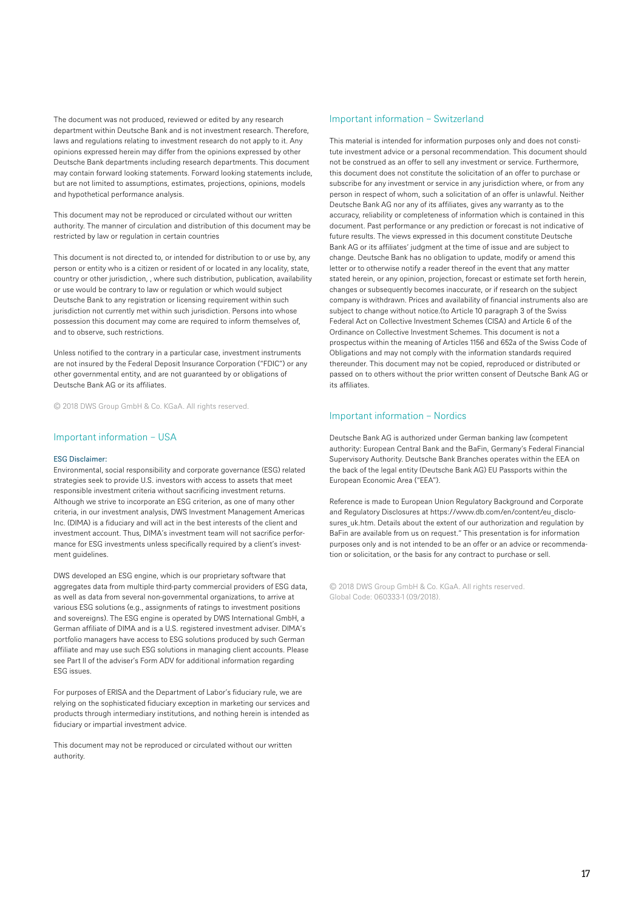The document was not produced, reviewed or edited by any research department within Deutsche Bank and is not investment research. Therefore, laws and regulations relating to investment research do not apply to it. Any opinions expressed herein may differ from the opinions expressed by other Deutsche Bank departments including research departments. This document may contain forward looking statements. Forward looking statements include, but are not limited to assumptions, estimates, projections, opinions, models and hypothetical performance analysis.

This document may not be reproduced or circulated without our written authority. The manner of circulation and distribution of this document may be restricted by law or regulation in certain countries

This document is not directed to, or intended for distribution to or use by, any person or entity who is a citizen or resident of or located in any locality, state, country or other jurisdiction, , where such distribution, publication, availability or use would be contrary to law or regulation or which would subject Deutsche Bank to any registration or licensing requirement within such jurisdiction not currently met within such jurisdiction. Persons into whose possession this document may come are required to inform themselves of, and to observe, such restrictions.

Unless notified to the contrary in a particular case, investment instruments are not insured by the Federal Deposit Insurance Corporation ("FDIC") or any other governmental entity, and are not guaranteed by or obligations of Deutsche Bank AG or its affiliates.

© 2018 DWS Group GmbH & Co. KGaA. All rights reserved.

## Important information – USA

### ESG Disclaimer:

Environmental, social responsibility and corporate governance (ESG) related strategies seek to provide U.S. investors with access to assets that meet responsible investment criteria without sacrificing investment returns. Although we strive to incorporate an ESG criterion, as one of many other criteria, in our investment analysis, DWS Investment Management Americas Inc. (DIMA) is a fiduciary and will act in the best interests of the client and investment account. Thus, DIMA's investment team will not sacrifice performance for ESG investments unless specifically required by a client's investment guidelines.

DWS developed an ESG engine, which is our proprietary software that aggregates data from multiple third-party commercial providers of ESG data, as well as data from several non-governmental organizations, to arrive at various ESG solutions (e.g., assignments of ratings to investment positions and sovereigns). The ESG engine is operated by DWS International GmbH, a German affiliate of DIMA and is a U.S. registered investment adviser. DIMA's portfolio managers have access to ESG solutions produced by such German affiliate and may use such ESG solutions in managing client accounts. Please see Part II of the adviser's Form ADV for additional information regarding ESG issues.

For purposes of ERISA and the Department of Labor's fiduciary rule, we are relying on the sophisticated fiduciary exception in marketing our services and products through intermediary institutions, and nothing herein is intended as fiduciary or impartial investment advice.

This document may not be reproduced or circulated without our written authority.

## Important information – Switzerland

This material is intended for information purposes only and does not constitute investment advice or a personal recommendation. This document should not be construed as an offer to sell any investment or service. Furthermore, this document does not constitute the solicitation of an offer to purchase or subscribe for any investment or service in any jurisdiction where, or from any person in respect of whom, such a solicitation of an offer is unlawful. Neither Deutsche Bank AG nor any of its affiliates, gives any warranty as to the accuracy, reliability or completeness of information which is contained in this document. Past performance or any prediction or forecast is not indicative of future results. The views expressed in this document constitute Deutsche Bank AG or its affiliates' judgment at the time of issue and are subject to change. Deutsche Bank has no obligation to update, modify or amend this letter or to otherwise notify a reader thereof in the event that any matter stated herein, or any opinion, projection, forecast or estimate set forth herein, changes or subsequently becomes inaccurate, or if research on the subject company is withdrawn. Prices and availability of financial instruments also are subject to change without notice.(to Article 10 paragraph 3 of the Swiss Federal Act on Collective Investment Schemes (CISA) and Article 6 of the Ordinance on Collective Investment Schemes. This document is not a prospectus within the meaning of Articles 1156 and 652a of the Swiss Code of Obligations and may not comply with the information standards required thereunder. This document may not be copied, reproduced or distributed or passed on to others without the prior written consent of Deutsche Bank AG or its affiliates.

## Important information – Nordics

Deutsche Bank AG is authorized under German banking law (competent authority: European Central Bank and the BaFin, Germany's Federal Financial Supervisory Authority. Deutsche Bank Branches operates within the EEA on the back of the legal entity (Deutsche Bank AG) EU Passports within the European Economic Area ("EEA").

Reference is made to European Union Regulatory Background and Corporate and Regulatory Disclosures at https://www.db.com/en/content/eu_disclosures_uk.htm. Details about the extent of our authorization and regulation by BaFin are available from us on request." This presentation is for information purposes only and is not intended to be an offer or an advice or recommendation or solicitation, or the basis for any contract to purchase or sell.

© 2018 DWS Group GmbH & Co. KGaA. All rights reserved.
Global Code: 060333-1 (09/2018).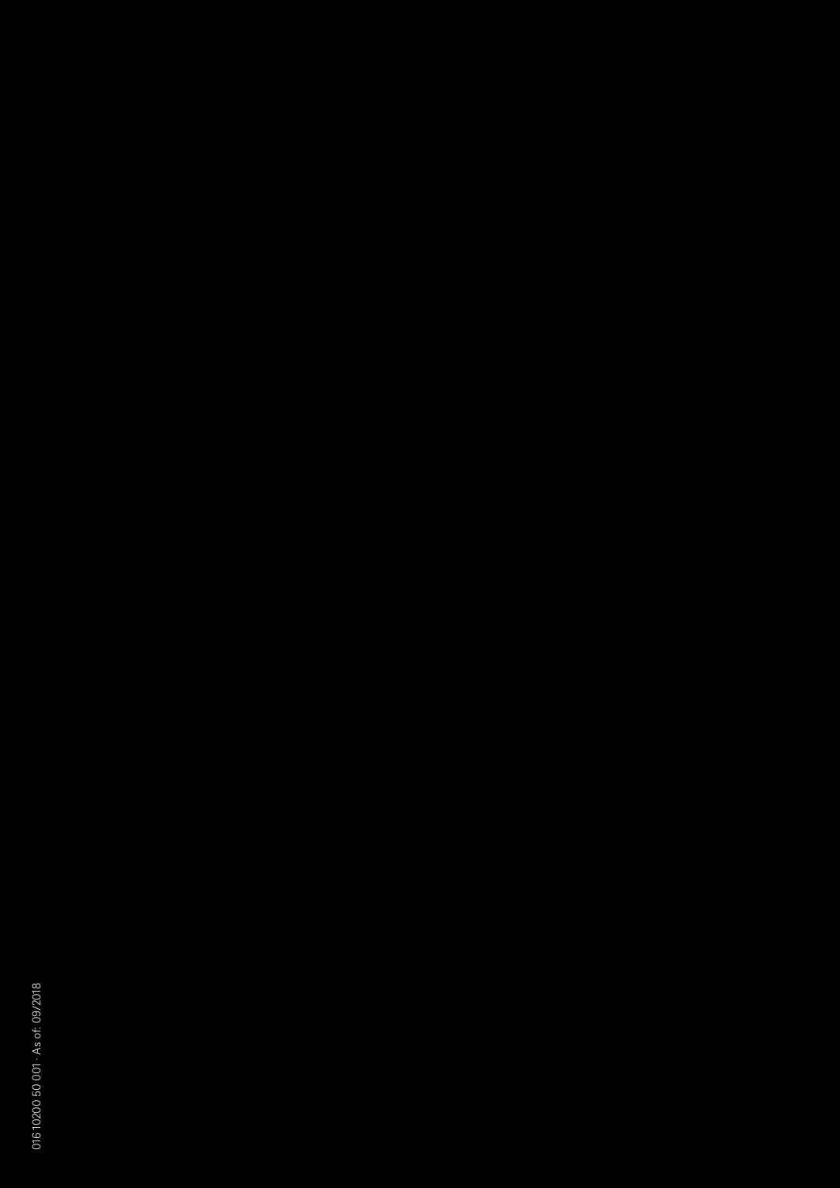016 10200 50 001 · As of: 09/2018